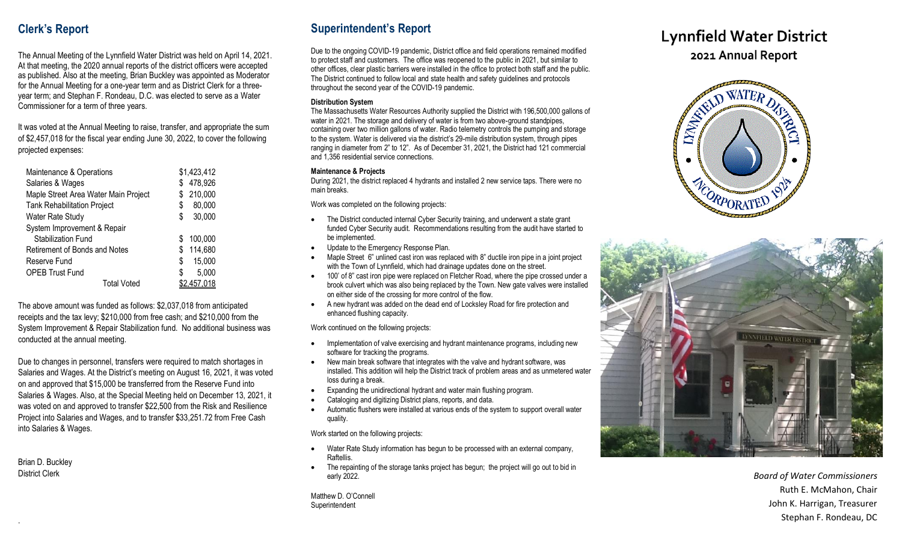## Clerk's Report

The Annual Meeting of the Lynnfield Water District was held on April 14, 2021. At that meeting, the 2020 annual reports of the district officers were accepted as published. Also at the meeting, Brian Buckley was appointed as Moderator for the Annual Meeting for a one-year term and as District Clerk for a three-year term; and Stephan F. Rondeau, D.C. was elected to serve as a Water Commissioner for a term of three years.

It was voted at the Annual Meeting to raise, transfer, and appropriate the sum of $2,457,018 for the fiscal year ending June 30, 2022, to cover the following projected expenses:

| | |
|---|---|
| Maintenance & Operations | $1,423,412 |
| Salaries & Wages | $ 478,926 |
| Maple Street Area Water Main Project | $ 210,000 |
| Tank Rehabilitation Project | $ 80,000 |
| Water Rate Study | $ 30,000 |
| System Improvement & Repair Stabilization Fund | $ 100,000 |
| Retirement of Bonds and Notes | $ 114,680 |
| Reserve Fund | $ 15,000 |
| OPEB Trust Fund | $ 5,000 |
| Total Voted | $2,457,018 |

The above amount was funded as follows: $2,037,018 from anticipated receipts and the tax levy; $210,000 from free cash; and $210,000 from the System Improvement & Repair Stabilization fund. No additional business was conducted at the annual meeting.

Due to changes in personnel, transfers were required to match shortages in Salaries and Wages. At the District's meeting on August 16, 2021, it was voted on and approved that $15,000 be transferred from the Reserve Fund into Salaries & Wages. Also, at the Special Meeting held on December 13, 2021, it was voted on and approved to transfer $22,500 from the Risk and Resilience Project into Salaries and Wages, and to transfer $33,251.72 from Free Cash into Salaries & Wages.

Brian D. Buckley
District Clerk

## Superintendent's Report

Due to the ongoing COVID-19 pandemic, District office and field operations remained modified to protect staff and customers. The office was reopened to the public in 2021, but similar to other offices, clear plastic barriers were installed in the office to protect both staff and the public. The District continued to follow local and state health and safety guidelines and protocols throughout the second year of the COVID-19 pandemic.

**Distribution System**

The Massachusetts Water Resources Authority supplied the District with 196,500,000 gallons of water in 2021. The storage and delivery of water is from two above-ground standpipes, containing over two million gallons of water. Radio telemetry controls the pumping and storage to the system. Water is delivered via the district's 29-mile distribution system, through pipes ranging in diameter from 2" to 12". As of December 31, 2021, the District had 121 commercial and 1,356 residential service connections.

**Maintenance & Projects**

During 2021, the district replaced 4 hydrants and installed 2 new service taps. There were no main breaks.

Work was completed on the following projects:

- The District conducted internal Cyber Security training, and underwent a state grant funded Cyber Security audit. Recommendations resulting from the audit have started to be implemented.
- Update to the Emergency Response Plan.
- Maple Street 6" unlined cast iron was replaced with 8" ductile iron pipe in a joint project with the Town of Lynnfield, which had drainage updates done on the street.
- 100' of 8" cast iron pipe were replaced on Fletcher Road, where the pipe crossed under a brook culvert which was also being replaced by the Town. New gate valves were installed on either side of the crossing for more control of the flow.
- A new hydrant was added on the dead end of Locksley Road for fire protection and enhanced flushing capacity.

Work continued on the following projects:

- Implementation of valve exercising and hydrant maintenance programs, including new software for tracking the programs.
- New main break software that integrates with the valve and hydrant software, was installed. This addition will help the District track of problem areas and as unmetered water loss during a break.
- Expanding the unidirectional hydrant and water main flushing program.
- Cataloging and digitizing District plans, reports, and data.
- Automatic flushers were installed at various ends of the system to support overall water quality.

Work started on the following projects:

- Water Rate Study information has begun to be processed with an external company, Raftellis.
- The repainting of the storage tanks project has begun; the project will go out to bid in early 2022.

Matthew D. O'Connell
Superintendent

# Lynnfield Water District

## 2021 Annual Report

*Board of Water Commissioners*

Ruth E. McMahon, Chair

John K. Harrigan, Treasurer

Stephan F. Rondeau, DC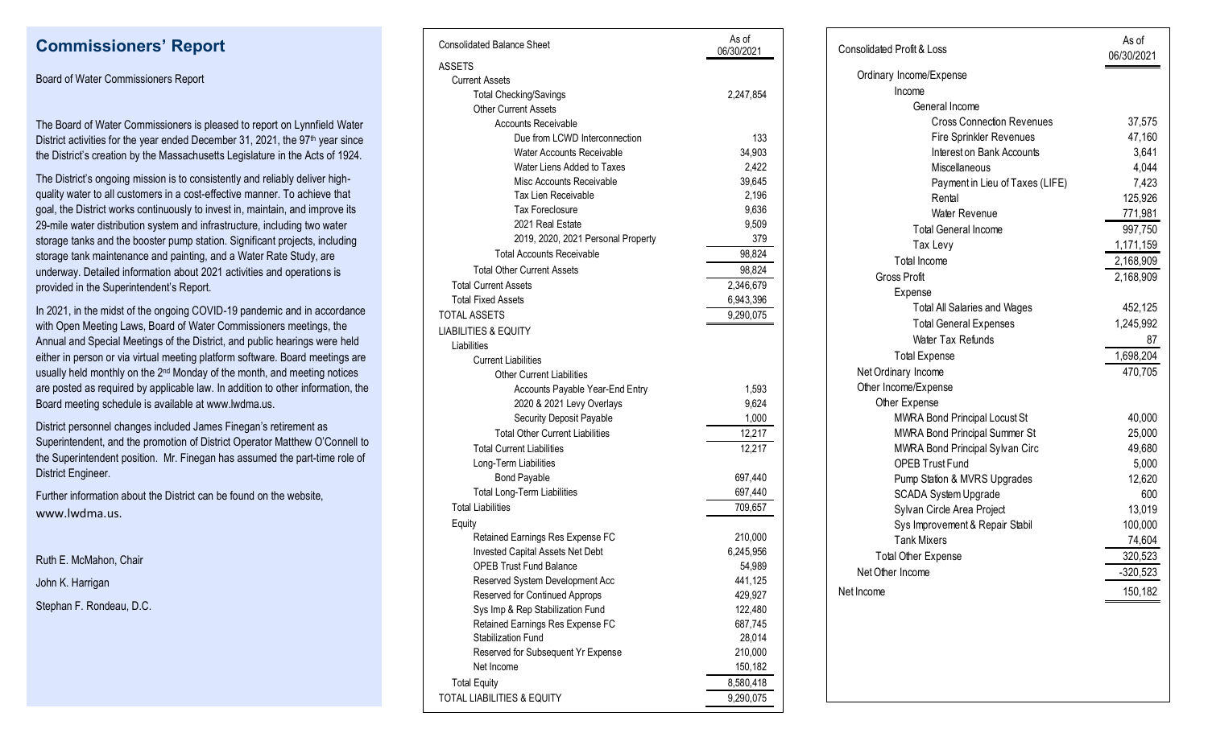## Commissioners' Report

Board of Water Commissioners Report

The Board of Water Commissioners is pleased to report on Lynnfield Water District activities for the year ended December 31, 2021, the 97th year since the District's creation by the Massachusetts Legislature in the Acts of 1924.

The District's ongoing mission is to consistently and reliably deliver high-quality water to all customers in a cost-effective manner. To achieve that goal, the District works continuously to invest in, maintain, and improve its 29-mile water distribution system and infrastructure, including two water storage tanks and the booster pump station. Significant projects, including storage tank maintenance and painting, and a Water Rate Study, are underway. Detailed information about 2021 activities and operations is provided in the Superintendent's Report.

In 2021, in the midst of the ongoing COVID-19 pandemic and in accordance with Open Meeting Laws, Board of Water Commissioners meetings, the Annual and Special Meetings of the District, and public hearings were held either in person or via virtual meeting platform software. Board meetings are usually held monthly on the 2nd Monday of the month, and meeting notices are posted as required by applicable law. In addition to other information, the Board meeting schedule is available at www.lwdma.us.

District personnel changes included James Finegan's retirement as Superintendent, and the promotion of District Operator Matthew O'Connell to the Superintendent position. Mr. Finegan has assumed the part-time role of District Engineer.

Further information about the District can be found on the website, www.lwdma.us.

Ruth E. McMahon, Chair

John K. Harrigan

Stephan F. Rondeau, D.C.

| Consolidated Balance Sheet | As of 06/30/2021 |
|---|---|
| ASSETS | |
| Current Assets | |
| Total Checking/Savings | 2,247,854 |
| Other Current Assets | |
| Accounts Receivable | |
| Due from LCWD Interconnection | 133 |
| Water Accounts Receivable | 34,903 |
| Water Liens Added to Taxes | 2,422 |
| Misc Accounts Receivable | 39,645 |
| Tax Lien Receivable | 2,196 |
| Tax Foreclosure | 9,636 |
| 2021 Real Estate | 9,509 |
| 2019, 2020, 2021 Personal Property | 379 |
| Total Accounts Receivable | 98,824 |
| Total Other Current Assets | 98,824 |
| Total Current Assets | 2,346,679 |
| Total Fixed Assets | 6,943,396 |
| TOTAL ASSETS | 9,290,075 |
| LIABILITIES & EQUITY | |
| Liabilities | |
| Current Liabilities | |
| Other Current Liabilities | |
| Accounts Payable Year-End Entry | 1,593 |
| 2020 & 2021 Levy Overlays | 9,624 |
| Security Deposit Payable | 1,000 |
| Total Other Current Liabilities | 12,217 |
| Total Current Liabilities | 12,217 |
| Long-Term Liabilities | |
| Bond Payable | 697,440 |
| Total Long-Term Liabilities | 697,440 |
| Total Liabilities | 709,657 |
| Equity | |
| Retained Earnings Res Expense FC | 210,000 |
| Invested Capital Assets Net Debt | 6,245,956 |
| OPEB Trust Fund Balance | 54,989 |
| Reserved System Development Acc | 441,125 |
| Reserved for Continued Approps | 429,927 |
| Sys Imp & Rep Stabilization Fund | 122,480 |
| Retained Earnings Res Expense FC | 687,745 |
| Stabilization Fund | 28,014 |
| Reserved for Subsequent Yr Expense | 210,000 |
| Net Income | 150,182 |
| Total Equity | 8,580,418 |
| TOTAL LIABILITIES & EQUITY | 9,290,075 |

| Consolidated Profit & Loss | As of 06/30/2021 |
|---|---|
| Ordinary Income/Expense | |
| Income | |
| General Income | |
| Cross Connection Revenues | 37,575 |
| Fire Sprinkler Revenues | 47,160 |
| Interest on Bank Accounts | 3,641 |
| Miscellaneous | 4,044 |
| Payment in Lieu of Taxes (LIFE) | 7,423 |
| Rental | 125,926 |
| Water Revenue | 771,981 |
| Total General Income | 997,750 |
| Tax Levy | 1,171,159 |
| Total Income | 2,168,909 |
| Gross Profit | 2,168,909 |
| Expense | |
| Total All Salaries and Wages | 452,125 |
| Total General Expenses | 1,245,992 |
| Water Tax Refunds | 87 |
| Total Expense | 1,698,204 |
| Net Ordinary Income | 470,705 |
| Other Income/Expense | |
| Other Expense | |
| MWRA Bond Principal Locust St | 40,000 |
| MWRA Bond Principal Summer St | 25,000 |
| MWRA Bond Principal Sylvan Circ | 49,680 |
| OPEB Trust Fund | 5,000 |
| Pump Station & MVRS Upgrades | 12,620 |
| SCADA System Upgrade | 600 |
| Sylvan Circle Area Project | 13,019 |
| Sys Improvement & Repair Stabil | 100,000 |
| Tank Mixers | 74,604 |
| Total Other Expense | 320,523 |
| Net Other Income | -320,523 |
| Net Income | 150,182 |